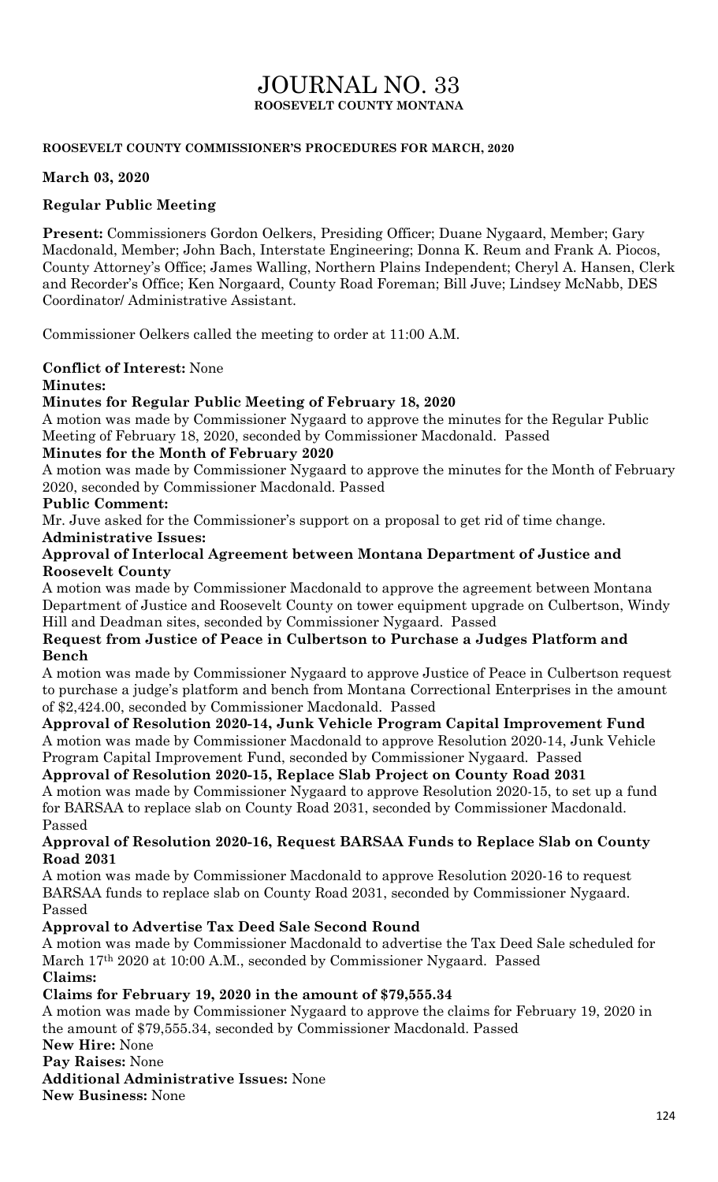# JOURNAL NO. 33

**ROOSEVELT COUNTY MONTANA**

**ROOSEVELT COUNTY COMMISSIONER'S PROCEDURES FOR MARCH, 2020**

**March 03, 2020**

**Regular Public Meeting**

**Present:** Commissioners Gordon Oelkers, Presiding Officer; Duane Nygaard, Member; Gary Macdonald, Member; John Bach, Interstate Engineering; Donna K. Reum and Frank A. Piocos, County Attorney's Office; James Walling, Northern Plains Independent; Cheryl A. Hansen, Clerk and Recorder's Office; Ken Norgaard, County Road Foreman; Bill Juve; Lindsey McNabb, DES Coordinator/ Administrative Assistant.

Commissioner Oelkers called the meeting to order at 11:00 A.M.

**Conflict of Interest:** None

**Minutes:**

**Minutes for Regular Public Meeting of February 18, 2020**

A motion was made by Commissioner Nygaard to approve the minutes for the Regular Public Meeting of February 18, 2020, seconded by Commissioner Macdonald. Passed

**Minutes for the Month of February 2020**

A motion was made by Commissioner Nygaard to approve the minutes for the Month of February 2020, seconded by Commissioner Macdonald. Passed

**Public Comment:**

Mr. Juve asked for the Commissioner's support on a proposal to get rid of time change.

**Administrative Issues:**

**Approval of Interlocal Agreement between Montana Department of Justice and Roosevelt County**

A motion was made by Commissioner Macdonald to approve the agreement between Montana Department of Justice and Roosevelt County on tower equipment upgrade on Culbertson, Windy Hill and Deadman sites, seconded by Commissioner Nygaard. Passed

**Request from Justice of Peace in Culbertson to Purchase a Judges Platform and Bench**

A motion was made by Commissioner Nygaard to approve Justice of Peace in Culbertson request to purchase a judge's platform and bench from Montana Correctional Enterprises in the amount of $2,424.00, seconded by Commissioner Macdonald. Passed

**Approval of Resolution 2020-14, Junk Vehicle Program Capital Improvement Fund**

A motion was made by Commissioner Macdonald to approve Resolution 2020-14, Junk Vehicle Program Capital Improvement Fund, seconded by Commissioner Nygaard. Passed

**Approval of Resolution 2020-15, Replace Slab Project on County Road 2031**

A motion was made by Commissioner Nygaard to approve Resolution 2020-15, to set up a fund for BARSAA to replace slab on County Road 2031, seconded by Commissioner Macdonald. Passed

**Approval of Resolution 2020-16, Request BARSAA Funds to Replace Slab on County Road 2031**

A motion was made by Commissioner Macdonald to approve Resolution 2020-16 to request BARSAA funds to replace slab on County Road 2031, seconded by Commissioner Nygaard. Passed

**Approval to Advertise Tax Deed Sale Second Round**

A motion was made by Commissioner Macdonald to advertise the Tax Deed Sale scheduled for March 17th 2020 at 10:00 A.M., seconded by Commissioner Nygaard. Passed

**Claims:**

**Claims for February 19, 2020 in the amount of $79,555.34**

A motion was made by Commissioner Nygaard to approve the claims for February 19, 2020 in the amount of $79,555.34, seconded by Commissioner Macdonald. Passed

**New Hire:** None

**Pay Raises:** None

**Additional Administrative Issues:** None

**New Business:** None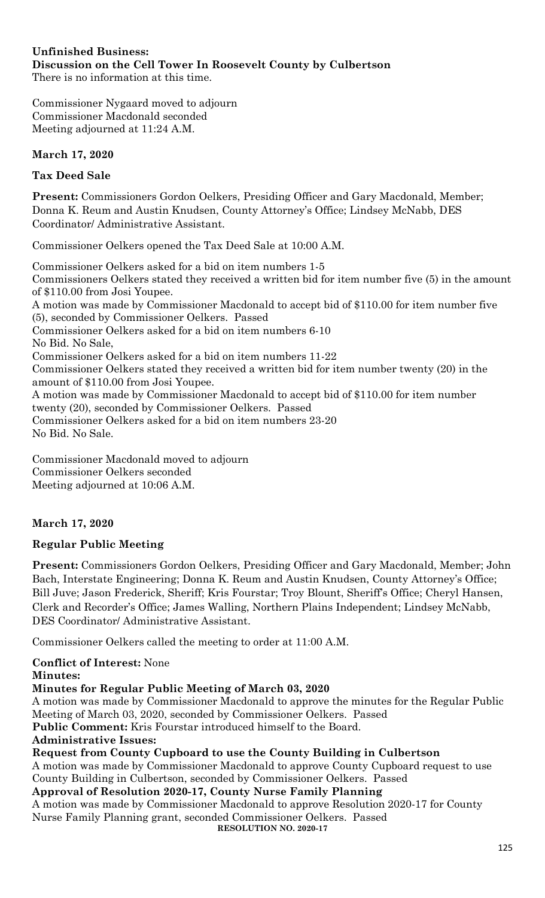**Unfinished Business:**
**Discussion on the Cell Tower In Roosevelt County by Culbertson**
There is no information at this time.

Commissioner Nygaard moved to adjourn
Commissioner Macdonald seconded
Meeting adjourned at 11:24 A.M.

**March 17, 2020**

**Tax Deed Sale**

**Present:** Commissioners Gordon Oelkers, Presiding Officer and Gary Macdonald, Member; Donna K. Reum and Austin Knudsen, County Attorney's Office; Lindsey McNabb, DES Coordinator/ Administrative Assistant.

Commissioner Oelkers opened the Tax Deed Sale at 10:00 A.M.

Commissioner Oelkers asked for a bid on item numbers 1-5
Commissioners Oelkers stated they received a written bid for item number five (5) in the amount of $110.00 from Josi Youpee.
A motion was made by Commissioner Macdonald to accept bid of $110.00 for item number five (5), seconded by Commissioner Oelkers. Passed
Commissioner Oelkers asked for a bid on item numbers 6-10
No Bid. No Sale,
Commissioner Oelkers asked for a bid on item numbers 11-22
Commissioner Oelkers stated they received a written bid for item number twenty (20) in the amount of $110.00 from Josi Youpee.
A motion was made by Commissioner Macdonald to accept bid of $110.00 for item number twenty (20), seconded by Commissioner Oelkers. Passed
Commissioner Oelkers asked for a bid on item numbers 23-20
No Bid. No Sale.

Commissioner Macdonald moved to adjourn
Commissioner Oelkers seconded
Meeting adjourned at 10:06 A.M.

**March 17, 2020**

**Regular Public Meeting**

**Present:** Commissioners Gordon Oelkers, Presiding Officer and Gary Macdonald, Member; John Bach, Interstate Engineering; Donna K. Reum and Austin Knudsen, County Attorney's Office; Bill Juve; Jason Frederick, Sheriff; Kris Fourstar; Troy Blount, Sheriff's Office; Cheryl Hansen, Clerk and Recorder's Office; James Walling, Northern Plains Independent; Lindsey McNabb, DES Coordinator/ Administrative Assistant.

Commissioner Oelkers called the meeting to order at 11:00 A.M.

**Conflict of Interest:** None
**Minutes:**
**Minutes for Regular Public Meeting of March 03, 2020**
A motion was made by Commissioner Macdonald to approve the minutes for the Regular Public Meeting of March 03, 2020, seconded by Commissioner Oelkers. Passed
**Public Comment:** Kris Fourstar introduced himself to the Board.
**Administrative Issues:**
**Request from County Cupboard to use the County Building in Culbertson**
A motion was made by Commissioner Macdonald to approve County Cupboard request to use County Building in Culbertson, seconded by Commissioner Oelkers. Passed
**Approval of Resolution 2020-17, County Nurse Family Planning**
A motion was made by Commissioner Macdonald to approve Resolution 2020-17 for County Nurse Family Planning grant, seconded Commissioner Oelkers. Passed

**RESOLUTION NO. 2020-17**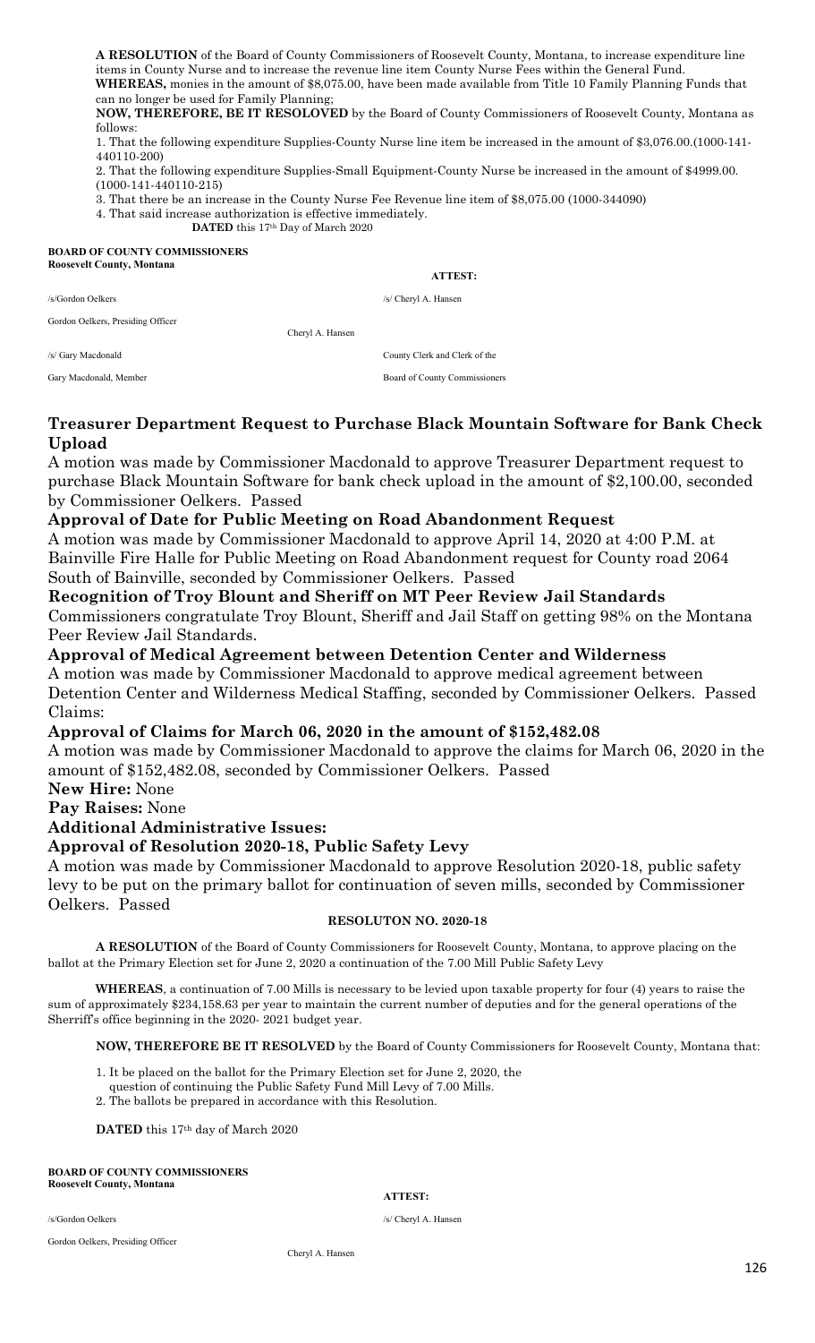**A RESOLUTION** of the Board of County Commissioners of Roosevelt County, Montana, to increase expenditure line items in County Nurse and to increase the revenue line item County Nurse Fees within the General Fund.

**WHEREAS,** monies in the amount of $8,075.00, have been made available from Title 10 Family Planning Funds that can no longer be used for Family Planning;

**NOW, THEREFORE, BE IT RESOLOVED** by the Board of County Commissioners of Roosevelt County, Montana as follows:

1. That the following expenditure Supplies-County Nurse line item be increased in the amount of $3,076.00.(1000-141-440110-200)
2. That the following expenditure Supplies-Small Equipment-County Nurse be increased in the amount of $4999.00. (1000-141-440110-215)
3. That there be an increase in the County Nurse Fee Revenue line item of $8,075.00 (1000-344090)
4. That said increase authorization is effective immediately.

**DATED** this 17th Day of March 2020

**BOARD OF COUNTY COMMISSIONERS**
**Roosevelt County, Montana**

**ATTEST:**

/s/Gordon Oelkers
Gordon Oelkers, Presiding Officer

/s/ Cheryl A. Hansen
Cheryl A. Hansen
County Clerk and Clerk of the
Board of County Commissioners

/s/ Gary Macdonald
Gary Macdonald, Member

## Treasurer Department Request to Purchase Black Mountain Software for Bank Check Upload

A motion was made by Commissioner Macdonald to approve Treasurer Department request to purchase Black Mountain Software for bank check upload in the amount of $2,100.00, seconded by Commissioner Oelkers. Passed

## Approval of Date for Public Meeting on Road Abandonment Request

A motion was made by Commissioner Macdonald to approve April 14, 2020 at 4:00 P.M. at Bainville Fire Halle for Public Meeting on Road Abandonment request for County road 2064 South of Bainville, seconded by Commissioner Oelkers. Passed

## Recognition of Troy Blount and Sheriff on MT Peer Review Jail Standards

Commissioners congratulate Troy Blount, Sheriff and Jail Staff on getting 98% on the Montana Peer Review Jail Standards.

## Approval of Medical Agreement between Detention Center and Wilderness

A motion was made by Commissioner Macdonald to approve medical agreement between Detention Center and Wilderness Medical Staffing, seconded by Commissioner Oelkers. Passed

Claims:

## Approval of Claims for March 06, 2020 in the amount of $152,482.08

A motion was made by Commissioner Macdonald to approve the claims for March 06, 2020 in the amount of $152,482.08, seconded by Commissioner Oelkers. Passed

**New Hire:** None

**Pay Raises:** None

**Additional Administrative Issues:**

## Approval of Resolution 2020-18, Public Safety Levy

A motion was made by Commissioner Macdonald to approve Resolution 2020-18, public safety levy to be put on the primary ballot for continuation of seven mills, seconded by Commissioner Oelkers. Passed

**RESOLUTON NO. 2020-18**

**A RESOLUTION** of the Board of County Commissioners for Roosevelt County, Montana, to approve placing on the ballot at the Primary Election set for June 2, 2020 a continuation of the 7.00 Mill Public Safety Levy

**WHEREAS**, a continuation of 7.00 Mills is necessary to be levied upon taxable property for four (4) years to raise the sum of approximately $234,158.63 per year to maintain the current number of deputies and for the general operations of the Sherriff's office beginning in the 2020- 2021 budget year.

**NOW, THEREFORE BE IT RESOLVED** by the Board of County Commissioners for Roosevelt County, Montana that:

1. It be placed on the ballot for the Primary Election set for June 2, 2020, the question of continuing the Public Safety Fund Mill Levy of 7.00 Mills.
2. The ballots be prepared in accordance with this Resolution.

**DATED** this 17th day of March 2020

**BOARD OF COUNTY COMMISSIONERS**
**Roosevelt County, Montana**

**ATTEST:**

/s/Gordon Oelkers
Gordon Oelkers, Presiding Officer

/s/ Cheryl A. Hansen
Cheryl A. Hansen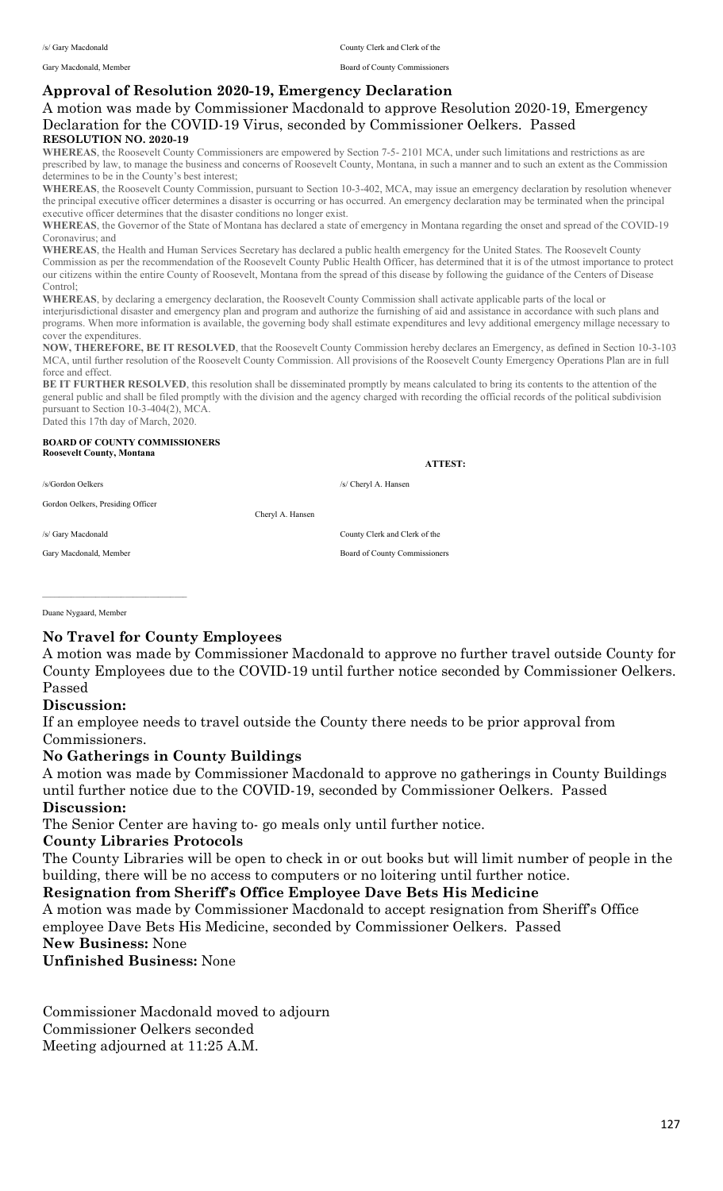/s/ Gary Macdonald — County Clerk and Clerk of the

Gary Macdonald, Member — Board of County Commissioners

## Approval of Resolution 2020-19, Emergency Declaration

A motion was made by Commissioner Macdonald to approve Resolution 2020-19, Emergency Declaration for the COVID-19 Virus, seconded by Commissioner Oelkers. Passed

**RESOLUTION NO. 2020-19**

**WHEREAS**, the Roosevelt County Commissioners are empowered by Section 7-5- 2101 MCA, under such limitations and restrictions as are prescribed by law, to manage the business and concerns of Roosevelt County, Montana, in such a manner and to such an extent as the Commission determines to be in the County's best interest;

**WHEREAS**, the Roosevelt County Commission, pursuant to Section 10-3-402, MCA, may issue an emergency declaration by resolution whenever the principal executive officer determines a disaster is occurring or has occurred. An emergency declaration may be terminated when the principal executive officer determines that the disaster conditions no longer exist.

**WHEREAS**, the Governor of the State of Montana has declared a state of emergency in Montana regarding the onset and spread of the COVID-19 Coronavirus; and

**WHEREAS**, the Health and Human Services Secretary has declared a public health emergency for the United States. The Roosevelt County Commission as per the recommendation of the Roosevelt County Public Health Officer, has determined that it is of the utmost importance to protect our citizens within the entire County of Roosevelt, Montana from the spread of this disease by following the guidance of the Centers of Disease Control;

**WHEREAS**, by declaring a emergency declaration, the Roosevelt County Commission shall activate applicable parts of the local or interjurisdictional disaster and emergency plan and program and authorize the furnishing of aid and assistance in accordance with such plans and programs. When more information is available, the governing body shall estimate expenditures and levy additional emergency millage necessary to cover the expenditures.

**NOW, THEREFORE, BE IT RESOLVED**, that the Roosevelt County Commission hereby declares an Emergency, as defined in Section 10-3-103 MCA, until further resolution of the Roosevelt County Commission. All provisions of the Roosevelt County Emergency Operations Plan are in full force and effect.

**BE IT FURTHER RESOLVED**, this resolution shall be disseminated promptly by means calculated to bring its contents to the attention of the general public and shall be filed promptly with the division and the agency charged with recording the official records of the political subdivision pursuant to Section 10-3-404(2), MCA.

Dated this 17th day of March, 2020.

**BOARD OF COUNTY COMMISSIONERS**
**Roosevelt County, Montana**

**ATTEST:**

/s/Gordon Oelkers — /s/ Cheryl A. Hansen

Gordon Oelkers, Presiding Officer — Cheryl A. Hansen

/s/ Gary Macdonald — County Clerk and Clerk of the

Gary Macdonald, Member — Board of County Commissioners

\_\_\_\_\_\_\_\_\_\_\_\_\_\_\_\_\_\_\_\_\_\_\_\_\_\_

Duane Nygaard, Member

## No Travel for County Employees

A motion was made by Commissioner Macdonald to approve no further travel outside County for County Employees due to the COVID-19 until further notice seconded by Commissioner Oelkers. Passed

**Discussion:**

If an employee needs to travel outside the County there needs to be prior approval from Commissioners.

## No Gatherings in County Buildings

A motion was made by Commissioner Macdonald to approve no gatherings in County Buildings until further notice due to the COVID-19, seconded by Commissioner Oelkers. Passed

**Discussion:**

The Senior Center are having to- go meals only until further notice.

## County Libraries Protocols

The County Libraries will be open to check in or out books but will limit number of people in the building, there will be no access to computers or no loitering until further notice.

## Resignation from Sheriff's Office Employee Dave Bets His Medicine

A motion was made by Commissioner Macdonald to accept resignation from Sheriff's Office employee Dave Bets His Medicine, seconded by Commissioner Oelkers. Passed

**New Business:** None

**Unfinished Business:** None

Commissioner Macdonald moved to adjourn
Commissioner Oelkers seconded
Meeting adjourned at 11:25 A.M.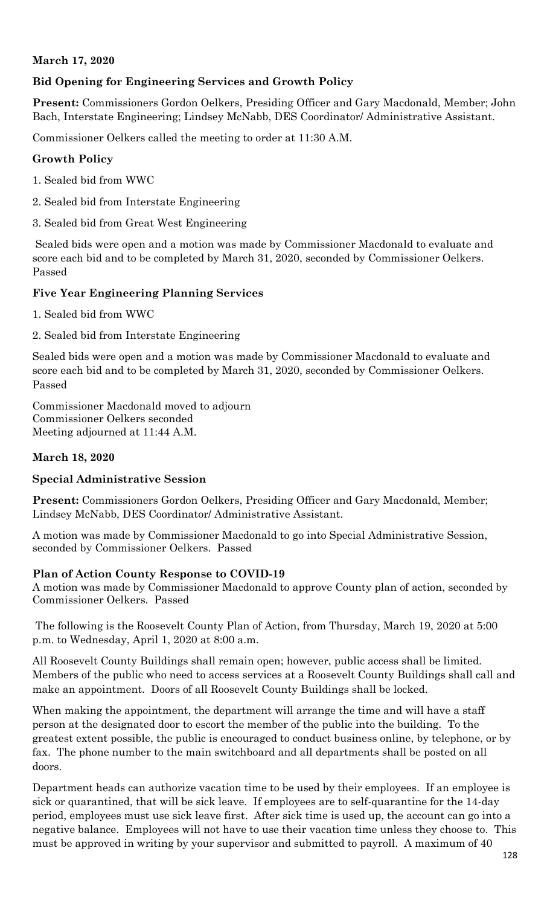**March 17, 2020**

**Bid Opening for Engineering Services and Growth Policy**

**Present:** Commissioners Gordon Oelkers, Presiding Officer and Gary Macdonald, Member; John Bach, Interstate Engineering; Lindsey McNabb, DES Coordinator/ Administrative Assistant.

Commissioner Oelkers called the meeting to order at 11:30 A.M.

**Growth Policy**

1. Sealed bid from WWC
2. Sealed bid from Interstate Engineering
3. Sealed bid from Great West Engineering

Sealed bids were open and a motion was made by Commissioner Macdonald to evaluate and score each bid and to be completed by March 31, 2020, seconded by Commissioner Oelkers. Passed

**Five Year Engineering Planning Services**

1. Sealed bid from WWC
2. Sealed bid from Interstate Engineering

Sealed bids were open and a motion was made by Commissioner Macdonald to evaluate and score each bid and to be completed by March 31, 2020, seconded by Commissioner Oelkers. Passed

Commissioner Macdonald moved to adjourn
Commissioner Oelkers seconded
Meeting adjourned at 11:44 A.M.

**March 18, 2020**

**Special Administrative Session**

**Present:** Commissioners Gordon Oelkers, Presiding Officer and Gary Macdonald, Member; Lindsey McNabb, DES Coordinator/ Administrative Assistant.

A motion was made by Commissioner Macdonald to go into Special Administrative Session, seconded by Commissioner Oelkers. Passed

**Plan of Action County Response to COVID-19**
A motion was made by Commissioner Macdonald to approve County plan of action, seconded by Commissioner Oelkers. Passed

The following is the Roosevelt County Plan of Action, from Thursday, March 19, 2020 at 5:00 p.m. to Wednesday, April 1, 2020 at 8:00 a.m.

All Roosevelt County Buildings shall remain open; however, public access shall be limited. Members of the public who need to access services at a Roosevelt County Buildings shall call and make an appointment. Doors of all Roosevelt County Buildings shall be locked.

When making the appointment, the department will arrange the time and will have a staff person at the designated door to escort the member of the public into the building. To the greatest extent possible, the public is encouraged to conduct business online, by telephone, or by fax. The phone number to the main switchboard and all departments shall be posted on all doors.

Department heads can authorize vacation time to be used by their employees. If an employee is sick or quarantined, that will be sick leave. If employees are to self-quarantine for the 14-day period, employees must use sick leave first. After sick time is used up, the account can go into a negative balance. Employees will not have to use their vacation time unless they choose to. This must be approved in writing by your supervisor and submitted to payroll. A maximum of 40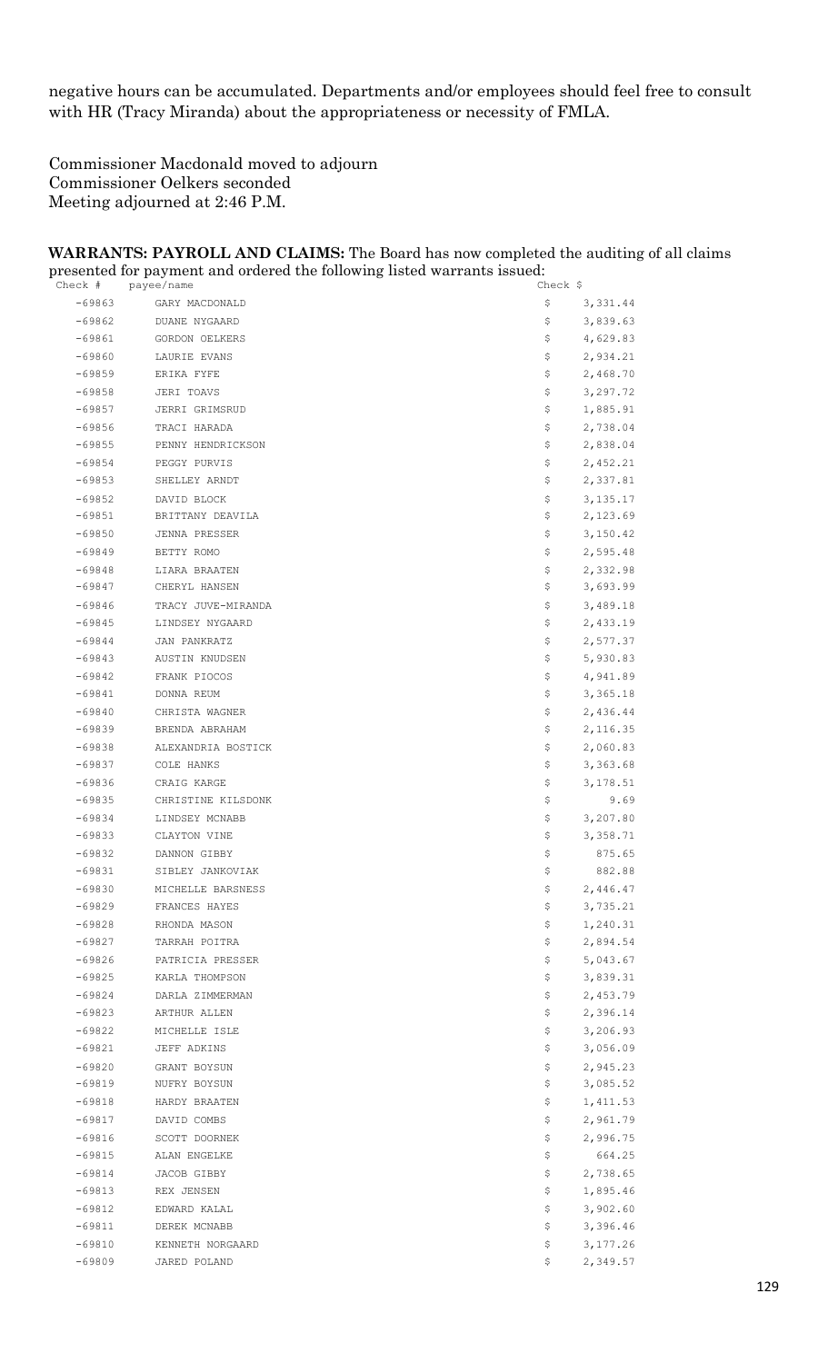negative hours can be accumulated. Departments and/or employees should feel free to consult with HR (Tracy Miranda) about the appropriateness or necessity of FMLA.

Commissioner Macdonald moved to adjourn
Commissioner Oelkers seconded
Meeting adjourned at 2:46 P.M.

**WARRANTS: PAYROLL AND CLAIMS:** The Board has now completed the auditing of all claims presented for payment and ordered the following listed warrants issued:

| Check # | payee/name | Check $ | |
|---|---|---|---|
| -69863 | GARY MACDONALD | $ | 3,331.44 |
| -69862 | DUANE NYGAARD | $ | 3,839.63 |
| -69861 | GORDON OELKERS | $ | 4,629.83 |
| -69860 | LAURIE EVANS | $ | 2,934.21 |
| -69859 | ERIKA FYFE | $ | 2,468.70 |
| -69858 | JERI TOAVS | $ | 3,297.72 |
| -69857 | JERRI GRIMSRUD | $ | 1,885.91 |
| -69856 | TRACI HARADA | $ | 2,738.04 |
| -69855 | PENNY HENDRICKSON | $ | 2,838.04 |
| -69854 | PEGGY PURVIS | $ | 2,452.21 |
| -69853 | SHELLEY ARNDT | $ | 2,337.81 |
| -69852 | DAVID BLOCK | $ | 3,135.17 |
| -69851 | BRITTANY DEAVILA | $ | 2,123.69 |
| -69850 | JENNA PRESSER | $ | 3,150.42 |
| -69849 | BETTY ROMO | $ | 2,595.48 |
| -69848 | LIARA BRAATEN | $ | 2,332.98 |
| -69847 | CHERYL HANSEN | $ | 3,693.99 |
| -69846 | TRACY JUVE-MIRANDA | $ | 3,489.18 |
| -69845 | LINDSEY NYGAARD | $ | 2,433.19 |
| -69844 | JAN PANKRATZ | $ | 2,577.37 |
| -69843 | AUSTIN KNUDSEN | $ | 5,930.83 |
| -69842 | FRANK PIOCOS | $ | 4,941.89 |
| -69841 | DONNA REUM | $ | 3,365.18 |
| -69840 | CHRISTA WAGNER | $ | 2,436.44 |
| -69839 | BRENDA ABRAHAM | $ | 2,116.35 |
| -69838 | ALEXANDRIA BOSTICK | $ | 2,060.83 |
| -69837 | COLE HANKS | $ | 3,363.68 |
| -69836 | CRAIG KARGE | $ | 3,178.51 |
| -69835 | CHRISTINE KILSDONK | $ | 9.69 |
| -69834 | LINDSEY MCNABB | $ | 3,207.80 |
| -69833 | CLAYTON VINE | $ | 3,358.71 |
| -69832 | DANNON GIBBY | $ | 875.65 |
| -69831 | SIBLEY JANKOVIAK | $ | 882.88 |
| -69830 | MICHELLE BARSNESS | $ | 2,446.47 |
| -69829 | FRANCES HAYES | $ | 3,735.21 |
| -69828 | RHONDA MASON | $ | 1,240.31 |
| -69827 | TARRAH POITRA | $ | 2,894.54 |
| -69826 | PATRICIA PRESSER | $ | 5,043.67 |
| -69825 | KARLA THOMPSON | $ | 3,839.31 |
| -69824 | DARLA ZIMMERMAN | $ | 2,453.79 |
| -69823 | ARTHUR ALLEN | $ | 2,396.14 |
| -69822 | MICHELLE ISLE | $ | 3,206.93 |
| -69821 | JEFF ADKINS | $ | 3,056.09 |
| -69820 | GRANT BOYSUN | $ | 2,945.23 |
| -69819 | NUFRY BOYSUN | $ | 3,085.52 |
| -69818 | HARDY BRAATEN | $ | 1,411.53 |
| -69817 | DAVID COMBS | $ | 2,961.79 |
| -69816 | SCOTT DOORNEK | $ | 2,996.75 |
| -69815 | ALAN ENGELKE | $ | 664.25 |
| -69814 | JACOB GIBBY | $ | 2,738.65 |
| -69813 | REX JENSEN | $ | 1,895.46 |
| -69812 | EDWARD KALAL | $ | 3,902.60 |
| -69811 | DEREK MCNABB | $ | 3,396.46 |
| -69810 | KENNETH NORGAARD | $ | 3,177.26 |
| -69809 | JARED POLAND | $ | 2,349.57 |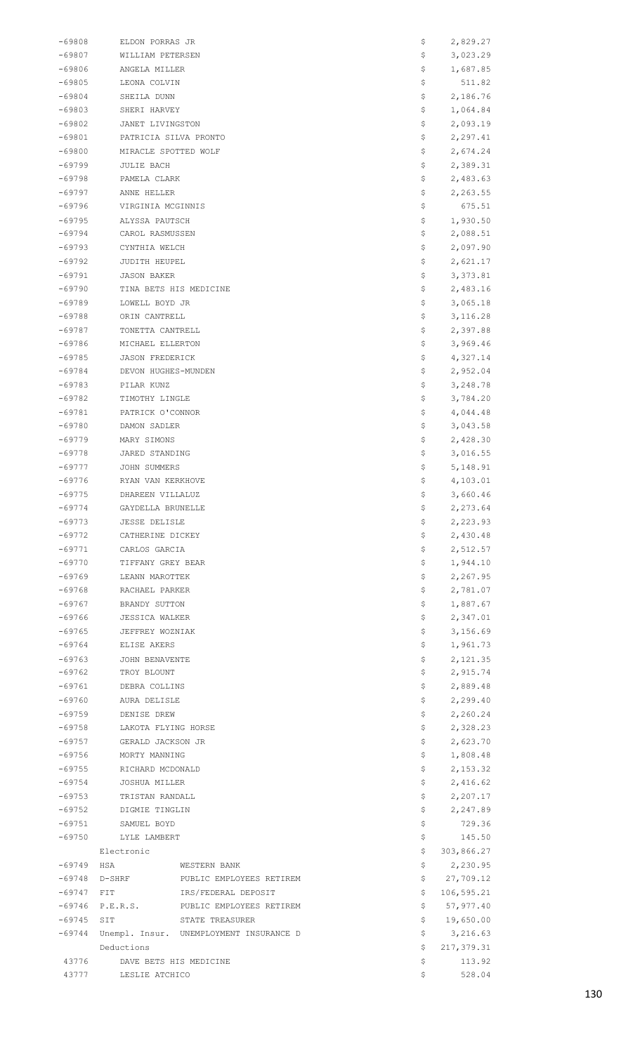| | | | |
|---|---|---|---|
| -69808 | ELDON PORRAS JR | $ | 2,829.27 |
| -69807 | WILLIAM PETERSEN | $ | 3,023.29 |
| -69806 | ANGELA MILLER | $ | 1,687.85 |
| -69805 | LEONA COLVIN | $ | 511.82 |
| -69804 | SHEILA DUNN | $ | 2,186.76 |
| -69803 | SHERI HARVEY | $ | 1,064.84 |
| -69802 | JANET LIVINGSTON | $ | 2,093.19 |
| -69801 | PATRICIA SILVA PRONTO | $ | 2,297.41 |
| -69800 | MIRACLE SPOTTED WOLF | $ | 2,674.24 |
| -69799 | JULIE BACH | $ | 2,389.31 |
| -69798 | PAMELA CLARK | $ | 2,483.63 |
| -69797 | ANNE HELLER | $ | 2,263.55 |
| -69796 | VIRGINIA MCGINNIS | $ | 675.51 |
| -69795 | ALYSSA PAUTSCH | $ | 1,930.50 |
| -69794 | CAROL RASMUSSEN | $ | 2,088.51 |
| -69793 | CYNTHIA WELCH | $ | 2,097.90 |
| -69792 | JUDITH HEUPEL | $ | 2,621.17 |
| -69791 | JASON BAKER | $ | 3,373.81 |
| -69790 | TINA BETS HIS MEDICINE | $ | 2,483.16 |
| -69789 | LOWELL BOYD JR | $ | 3,065.18 |
| -69788 | ORIN CANTRELL | $ | 3,116.28 |
| -69787 | TONETTA CANTRELL | $ | 2,397.88 |
| -69786 | MICHAEL ELLERTON | $ | 3,969.46 |
| -69785 | JASON FREDERICK | $ | 4,327.14 |
| -69784 | DEVON HUGHES-MUNDEN | $ | 2,952.04 |
| -69783 | PILAR KUNZ | $ | 3,248.78 |
| -69782 | TIMOTHY LINGLE | $ | 3,784.20 |
| -69781 | PATRICK O'CONNOR | $ | 4,044.48 |
| -69780 | DAMON SADLER | $ | 3,043.58 |
| -69779 | MARY SIMONS | $ | 2,428.30 |
| -69778 | JARED STANDING | $ | 3,016.55 |
| -69777 | JOHN SUMMERS | $ | 5,148.91 |
| -69776 | RYAN VAN KERKHOVE | $ | 4,103.01 |
| -69775 | DHAREEN VILLALUZ | $ | 3,660.46 |
| -69774 | GAYDELLA BRUNELLE | $ | 2,273.64 |
| -69773 | JESSE DELISLE | $ | 2,223.93 |
| -69772 | CATHERINE DICKEY | $ | 2,430.48 |
| -69771 | CARLOS GARCIA | $ | 2,512.57 |
| -69770 | TIFFANY GREY BEAR | $ | 1,944.10 |
| -69769 | LEANN MAROTTEK | $ | 2,267.95 |
| -69768 | RACHAEL PARKER | $ | 2,781.07 |
| -69767 | BRANDY SUTTON | $ | 1,887.67 |
| -69766 | JESSICA WALKER | $ | 2,347.01 |
| -69765 | JEFFREY WOZNIAK | $ | 3,156.69 |
| -69764 | ELISE AKERS | $ | 1,961.73 |
| -69763 | JOHN BENAVENTE | $ | 2,121.35 |
| -69762 | TROY BLOUNT | $ | 2,915.74 |
| -69761 | DEBRA COLLINS | $ | 2,889.48 |
| -69760 | AURA DELISLE | $ | 2,299.40 |
| -69759 | DENISE DREW | $ | 2,260.24 |
| -69758 | LAKOTA FLYING HORSE | $ | 2,328.23 |
| -69757 | GERALD JACKSON JR | $ | 2,623.70 |
| -69756 | MORTY MANNING | $ | 1,808.48 |
| -69755 | RICHARD MCDONALD | $ | 2,153.32 |
| -69754 | JOSHUA MILLER | $ | 2,416.62 |
| -69753 | TRISTAN RANDALL | $ | 2,207.17 |
| -69752 | DIGMIE TINGLIN | $ | 2,247.89 |
| -69751 | SAMUEL BOYD | $ | 729.36 |
| -69750 | LYLE LAMBERT | $ | 145.50 |
| | Electronic | $ | 303,866.27 |
| -69749 | HSA WESTERN BANK | $ | 2,230.95 |
| -69748 | D-SHRF PUBLIC EMPLOYEES RETIREM | $ | 27,709.12 |
| -69747 | FIT IRS/FEDERAL DEPOSIT | $ | 106,595.21 |
| -69746 | P.E.R.S. PUBLIC EMPLOYEES RETIREM | $ | 57,977.40 |
| -69745 | SIT STATE TREASURER | $ | 19,650.00 |
| -69744 | Unempl. Insur. UNEMPLOYMENT INSURANCE D | $ | 3,216.63 |
| | Deductions | $ | 217,379.31 |
| 43776 | DAVE BETS HIS MEDICINE | $ | 113.92 |
| 43777 | LESLIE ATCHICO | $ | 528.04 |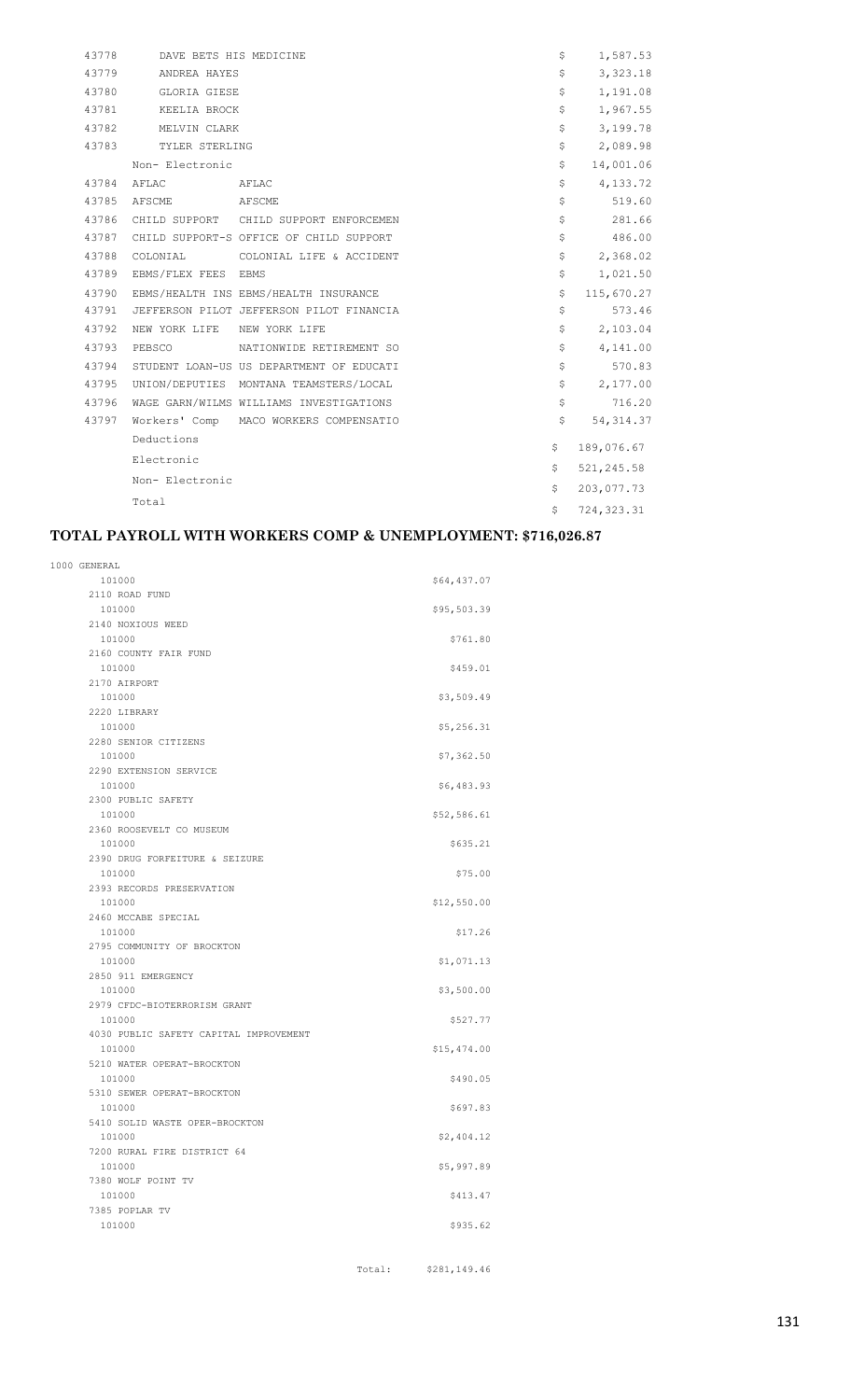| | | | |
|---|---|---|---|
| 43778 | DAVE BETS HIS MEDICINE | | $ 1,587.53 |
| 43779 | ANDREA HAYES | | $ 3,323.18 |
| 43780 | GLORIA GIESE | | $ 1,191.08 |
| 43781 | KEELIA BROCK | | $ 1,967.55 |
| 43782 | MELVIN CLARK | | $ 3,199.78 |
| 43783 | TYLER STERLING | | $ 2,089.98 |
| | Non- Electronic | | $ 14,001.06 |
| 43784 | AFLAC | AFLAC | $ 4,133.72 |
| 43785 | AFSCME | AFSCME | $ 519.60 |
| 43786 | CHILD SUPPORT | CHILD SUPPORT ENFORCEMEN | $ 281.66 |
| 43787 | CHILD SUPPORT-S | OFFICE OF CHILD SUPPORT | $ 486.00 |
| 43788 | COLONIAL | COLONIAL LIFE & ACCIDENT | $ 2,368.02 |
| 43789 | EBMS/FLEX FEES | EBMS | $ 1,021.50 |
| 43790 | EBMS/HEALTH INS | EBMS/HEALTH INSURANCE | $ 115,670.27 |
| 43791 | JEFFERSON PILOT | JEFFERSON PILOT FINANCIA | $ 573.46 |
| 43792 | NEW YORK LIFE | NEW YORK LIFE | $ 2,103.04 |
| 43793 | PEBSCO | NATIONWIDE RETIREMENT SO | $ 4,141.00 |
| 43794 | STUDENT LOAN-US | US DEPARTMENT OF EDUCATI | $ 570.83 |
| 43795 | UNION/DEPUTIES | MONTANA TEAMSTERS/LOCAL | $ 2,177.00 |
| 43796 | WAGE GARN/WILMS | WILLIAMS INVESTIGATIONS | $ 716.20 |
| 43797 | Workers' Comp | MACO WORKERS COMPENSATIO | $ 54,314.37 |
| | Deductions | | $ 189,076.67 |
| | Electronic | | $ 521,245.58 |
| | Non- Electronic | | $ 203,077.73 |
| | Total | | $ 724,323.31 |

**TOTAL PAYROLL WITH WORKERS COMP & UNEMPLOYMENT: $716,026.87**

| Fund / Account | Amount |
|---|---|
| 1000 GENERAL | |
| 101000 | $64,437.07 |
| 2110 ROAD FUND | |
| 101000 | $95,503.39 |
| 2140 NOXIOUS WEED | |
| 101000 | $761.80 |
| 2160 COUNTY FAIR FUND | |
| 101000 | $459.01 |
| 2170 AIRPORT | |
| 101000 | $3,509.49 |
| 2220 LIBRARY | |
| 101000 | $5,256.31 |
| 2280 SENIOR CITIZENS | |
| 101000 | $7,362.50 |
| 2290 EXTENSION SERVICE | |
| 101000 | $6,483.93 |
| 2300 PUBLIC SAFETY | |
| 101000 | $52,586.61 |
| 2360 ROOSEVELT CO MUSEUM | |
| 101000 | $635.21 |
| 2390 DRUG FORFEITURE & SEIZURE | |
| 101000 | $75.00 |
| 2393 RECORDS PRESERVATION | |
| 101000 | $12,550.00 |
| 2460 MCCABE SPECIAL | |
| 101000 | $17.26 |
| 2795 COMMUNITY OF BROCKTON | |
| 101000 | $1,071.13 |
| 2850 911 EMERGENCY | |
| 101000 | $3,500.00 |
| 2979 CFDC-BIOTERRORISM GRANT | |
| 101000 | $527.77 |
| 4030 PUBLIC SAFETY CAPITAL IMPROVEMENT | |
| 101000 | $15,474.00 |
| 5210 WATER OPERAT-BROCKTON | |
| 101000 | $490.05 |
| 5310 SEWER OPERAT-BROCKTON | |
| 101000 | $697.83 |
| 5410 SOLID WASTE OPER-BROCKTON | |
| 101000 | $2,404.12 |
| 7200 RURAL FIRE DISTRICT 64 | |
| 101000 | $5,997.89 |
| 7380 WOLF POINT TV | |
| 101000 | $413.47 |
| 7385 POPLAR TV | |
| 101000 | $935.62 |
| Total: | $281,149.46 |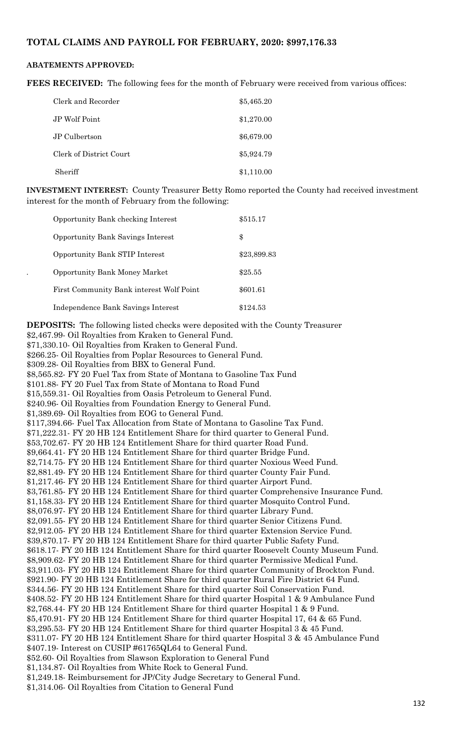**TOTAL CLAIMS AND PAYROLL FOR FEBRUARY, 2020: $997,176.33**

**ABATEMENTS APPROVED:**

**FEES RECEIVED:** The following fees for the month of February were received from various offices:

| | |
|---|---|
| Clerk and Recorder | $5,465.20 |
| JP Wolf Point | $1,270.00 |
| JP Culbertson | $6,679.00 |
| Clerk of District Court | $5,924.79 |
| Sheriff | $1,110.00 |

**INVESTMENT INTEREST:** County Treasurer Betty Romo reported the County had received investment interest for the month of February from the following:

| | |
|---|---|
| Opportunity Bank checking Interest | $515.17 |
| Opportunity Bank Savings Interest | $ |
| Opportunity Bank STIP Interest | $23,899.83 |
| Opportunity Bank Money Market | $25.55 |
| First Community Bank interest Wolf Point | $601.61 |
| Independence Bank Savings Interest | $124.53 |

**DEPOSITS:** The following listed checks were deposited with the County Treasurer
$2,467.99- Oil Royalties from Kraken to General Fund.
$71,330.10- Oil Royalties from Kraken to General Fund.
$266.25- Oil Royalties from Poplar Resources to General Fund.
$309.28- Oil Royalties from BBX to General Fund.
$8,565.82- FY 20 Fuel Tax from State of Montana to Gasoline Tax Fund
$101.88- FY 20 Fuel Tax from State of Montana to Road Fund
$15,559.31- Oil Royalties from Oasis Petroleum to General Fund.
$240.96- Oil Royalties from Foundation Energy to General Fund.
$1,389.69- Oil Royalties from EOG to General Fund.
$117,394.66- Fuel Tax Allocation from State of Montana to Gasoline Tax Fund.
$71,222.31- FY 20 HB 124 Entitlement Share for third quarter to General Fund.
$53,702.67- FY 20 HB 124 Entitlement Share for third quarter Road Fund.
$9,664.41- FY 20 HB 124 Entitlement Share for third quarter Bridge Fund.
$2,714.75- FY 20 HB 124 Entitlement Share for third quarter Noxious Weed Fund.
$2,881.49- FY 20 HB 124 Entitlement Share for third quarter County Fair Fund.
$1,217.46- FY 20 HB 124 Entitlement Share for third quarter Airport Fund.
$3,761.85- FY 20 HB 124 Entitlement Share for third quarter Comprehensive Insurance Fund.
$1,158.33- FY 20 HB 124 Entitlement Share for third quarter Mosquito Control Fund.
$8,076.97- FY 20 HB 124 Entitlement Share for third quarter Library Fund.
$2,091.55- FY 20 HB 124 Entitlement Share for third quarter Senior Citizens Fund.
$2,912.05- FY 20 HB 124 Entitlement Share for third quarter Extension Service Fund.
$39,870.17- FY 20 HB 124 Entitlement Share for third quarter Public Safety Fund.
$618.17- FY 20 HB 124 Entitlement Share for third quarter Roosevelt County Museum Fund.
$8,909.62- FY 20 HB 124 Entitlement Share for third quarter Permissive Medical Fund.
$3,911.03- FY 20 HB 124 Entitlement Share for third quarter Community of Brockton Fund.
$921.90- FY 20 HB 124 Entitlement Share for third quarter Rural Fire District 64 Fund.
$344.56- FY 20 HB 124 Entitlement Share for third quarter Soil Conservation Fund.
$408.52- FY 20 HB 124 Entitlement Share for third quarter Hospital 1 & 9 Ambulance Fund
$2,768.44- FY 20 HB 124 Entitlement Share for third quarter Hospital 1 & 9 Fund.
$5,470.91- FY 20 HB 124 Entitlement Share for third quarter Hospital 17, 64 & 65 Fund.
$3,295.53- FY 20 HB 124 Entitlement Share for third quarter Hospital 3 & 45 Fund.
$311.07- FY 20 HB 124 Entitlement Share for third quarter Hospital 3 & 45 Ambulance Fund
$407.19- Interest on CUSIP #61765QL64 to General Fund.
$52.60- Oil Royalties from Slawson Exploration to General Fund
$1,134.87- Oil Royalties from White Rock to General Fund.
$1,249.18- Reimbursement for JP/City Judge Secretary to General Fund.
$1,314.06- Oil Royalties from Citation to General Fund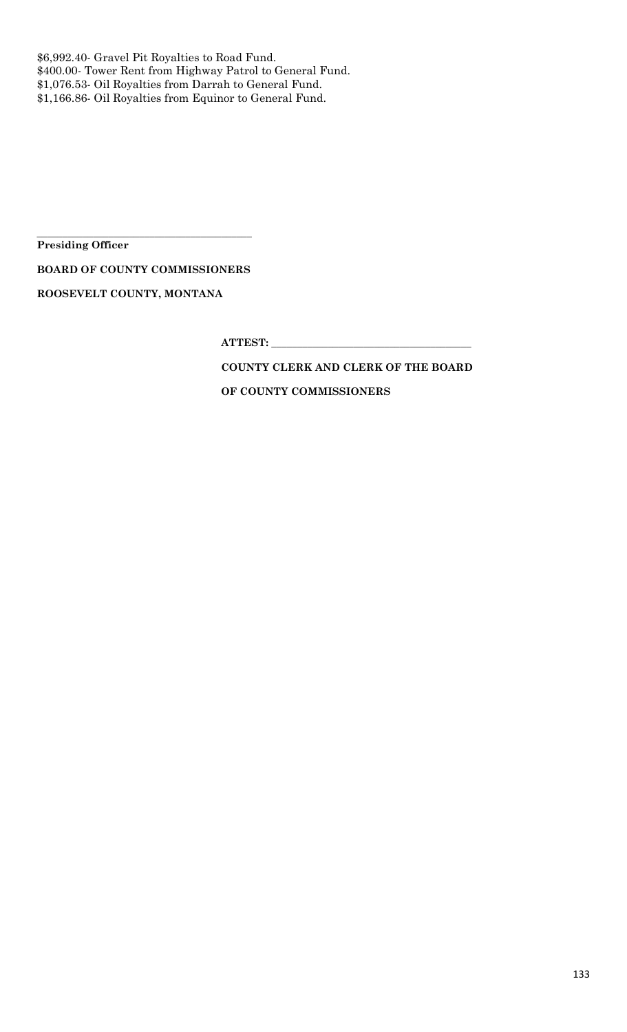$6,992.40- Gravel Pit Royalties to Road Fund.
$400.00- Tower Rent from Highway Patrol to General Fund.
$1,076.53- Oil Royalties from Darrah to General Fund.
$1,166.86- Oil Royalties from Equinor to General Fund.

\_\_\_\_\_\_\_\_\_\_\_\_\_\_\_\_\_\_\_\_\_\_\_\_\_\_\_\_\_\_\_\_\_\_\_\_\_\_\_\_

**Presiding Officer**

**BOARD OF COUNTY COMMISSIONERS**

**ROOSEVELT COUNTY, MONTANA**

**ATTEST: \_\_\_\_\_\_\_\_\_\_\_\_\_\_\_\_\_\_\_\_\_\_\_\_\_\_\_\_\_\_\_\_\_\_\_\_\_\_**

**COUNTY CLERK AND CLERK OF THE BOARD**

**OF COUNTY COMMISSIONERS**